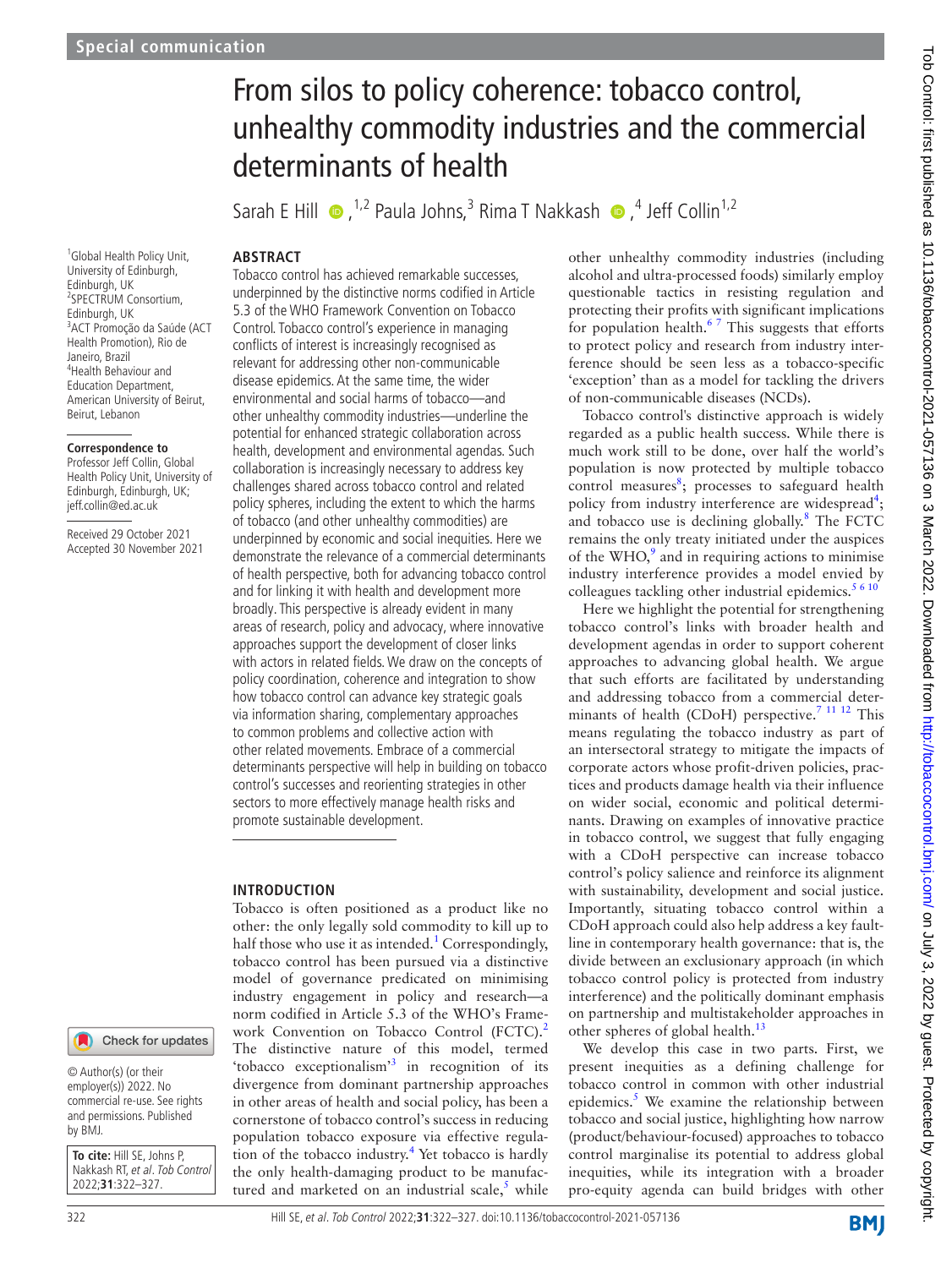Special communication

# From silos to policy coherence: tobacco control, unhealthy commodity industries and the commercial determinants of health

Sarah E Hill[1,2], Paula Johns[3], Rima T Nakkash[4], Jeff Collin[1,2]

[1]Global Health Policy Unit, University of Edinburgh, Edinburgh, UK
[2]SPECTRUM Consortium, Edinburgh, UK
[3]ACT Promoção da Saúde (ACT Health Promotion), Rio de Janeiro, Brazil
[4]Health Behaviour and Education Department, American University of Beirut, Beirut, Lebanon

**Correspondence to**
Professor Jeff Collin, Global Health Policy Unit, University of Edinburgh, Edinburgh, UK; jeff.collin@ed.ac.uk

Received 29 October 2021
Accepted 30 November 2021

© Author(s) (or their employer(s)) 2022. No commercial re-use. See rights and permissions. Published by BMJ.

**To cite:** Hill SE, Johns P, Nakkash RT, *et al. Tob Control* 2022;**31**:322–327.

## ABSTRACT

Tobacco control has achieved remarkable successes, underpinned by the distinctive norms codified in Article 5.3 of the WHO Framework Convention on Tobacco Control. Tobacco control's experience in managing conflicts of interest is increasingly recognised as relevant for addressing other non-communicable disease epidemics. At the same time, the wider environmental and social harms of tobacco—and other unhealthy commodity industries—underline the potential for enhanced strategic collaboration across health, development and environmental agendas. Such collaboration is increasingly necessary to address key challenges shared across tobacco control and related policy spheres, including the extent to which the harms of tobacco (and other unhealthy commodities) are underpinned by economic and social inequities. Here we demonstrate the relevance of a commercial determinants of health perspective, both for advancing tobacco control and for linking it with health and development more broadly. This perspective is already evident in many areas of research, policy and advocacy, where innovative approaches support the development of closer links with actors in related fields. We draw on the concepts of policy coordination, coherence and integration to show how tobacco control can advance key strategic goals via information sharing, complementary approaches to common problems and collective action with other related movements. Embrace of a commercial determinants perspective will help in building on tobacco control's successes and reorienting strategies in other sectors to more effectively manage health risks and promote sustainable development.

## INTRODUCTION

Tobacco is often positioned as a product like no other: the only legally sold commodity to kill up to half those who use it as intended.[1] Correspondingly, tobacco control has been pursued via a distinctive model of governance predicated on minimising industry engagement in policy and research—a norm codified in Article 5.3 of the WHO's Framework Convention on Tobacco Control (FCTC).[2] The distinctive nature of this model, termed 'tobacco exceptionalism'[3] in recognition of its divergence from dominant partnership approaches in other areas of health and social policy, has been a cornerstone of tobacco control's success in reducing population tobacco exposure via effective regulation of the tobacco industry.[4] Yet tobacco is hardly the only health-damaging product to be manufactured and marketed on an industrial scale,[5] while other unhealthy commodity industries (including alcohol and ultra-processed foods) similarly employ questionable tactics in resisting regulation and protecting their profits with significant implications for population health.[6 7] This suggests that efforts to protect policy and research from industry interference should be seen less as a tobacco-specific 'exception' than as a model for tackling the drivers of non-communicable diseases (NCDs).

Tobacco control's distinctive approach is widely regarded as a public health success. While there is much work still to be done, over half the world's population is now protected by multiple tobacco control measures[8]; processes to safeguard health policy from industry interference are widespread[4]; and tobacco use is declining globally.[8] The FCTC remains the only treaty initiated under the auspices of the WHO,[9] and in requiring actions to minimise industry interference provides a model envied by colleagues tackling other industrial epidemics.[5 6 10]

Here we highlight the potential for strengthening tobacco control's links with broader health and development agendas in order to support coherent approaches to advancing global health. We argue that such efforts are facilitated by understanding and addressing tobacco from a commercial determinants of health (CDoH) perspective.[7 11 12] This means regulating the tobacco industry as part of an intersectoral strategy to mitigate the impacts of corporate actors whose profit-driven policies, practices and products damage health via their influence on wider social, economic and political determinants. Drawing on examples of innovative practice in tobacco control, we suggest that fully engaging with a CDoH perspective can increase tobacco control's policy salience and reinforce its alignment with sustainability, development and social justice. Importantly, situating tobacco control within a CDoH approach could also help address a key faultline in contemporary health governance: that is, the divide between an exclusionary approach (in which tobacco control policy is protected from industry interference) and the politically dominant emphasis on partnership and multistakeholder approaches in other spheres of global health.[13]

We develop this case in two parts. First, we present inequities as a defining challenge for tobacco control in common with other industrial epidemics.[5] We examine the relationship between tobacco and social justice, highlighting how narrow (product/behaviour-focused) approaches to tobacco control marginalise its potential to address global inequities, while its integration with a broader pro-equity agenda can build bridges with other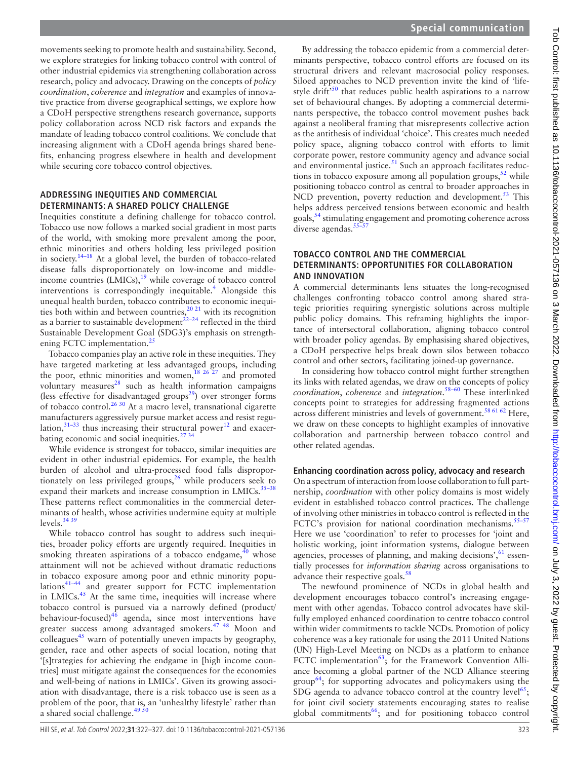movements seeking to promote health and sustainability. Second, we explore strategies for linking tobacco control with control of other industrial epidemics via strengthening collaboration across research, policy and advocacy. Drawing on the concepts of *policy coordination*, *coherence* and *integration* and examples of innovative practice from diverse geographical settings, we explore how a CDoH perspective strengthens research governance, supports policy collaboration across NCD risk factors and expands the mandate of leading tobacco control coalitions. We conclude that increasing alignment with a CDoH agenda brings shared benefits, enhancing progress elsewhere in health and development while securing core tobacco control objectives.

## ADDRESSING INEQUITIES AND COMMERCIAL DETERMINANTS: A SHARED POLICY CHALLENGE

Inequities constitute a defining challenge for tobacco control. Tobacco use now follows a marked social gradient in most parts of the world, with smoking more prevalent among the poor, ethnic minorities and others holding less privileged position in society.[14–18] At a global level, the burden of tobacco-related disease falls disproportionately on low-income and middle-income countries (LMICs),[19] while coverage of tobacco control interventions is correspondingly inequitable.[4] Alongside this unequal health burden, tobacco contributes to economic inequities both within and between countries,[20 21] with its recognition as a barrier to sustainable development[22–24] reflected in the third Sustainable Development Goal (SDG3)'s emphasis on strengthening FCTC implementation.[25]

Tobacco companies play an active role in these inequities. They have targeted marketing at less advantaged groups, including the poor, ethnic minorities and women,[18 26 27] and promoted voluntary measures[28] such as health information campaigns (less effective for disadvantaged groups[29]) over stronger forms of tobacco control.[26 30] At a macro level, transnational cigarette manufacturers aggressively pursue market access and resist regulation,[31–33] thus increasing their structural power[12] and exacerbating economic and social inequities.[27 34]

While evidence is strongest for tobacco, similar inequities are evident in other industrial epidemics. For example, the health burden of alcohol and ultra-processed food falls disproportionately on less privileged groups,[26] while producers seek to expand their markets and increase consumption in LMICs.[35–38] These patterns reflect commonalities in the commercial determinants of health, whose activities undermine equity at multiple levels.[34 39]

While tobacco control has sought to address such inequities, broader policy efforts are urgently required. Inequities in smoking threaten aspirations of a tobacco endgame,[40] whose attainment will not be achieved without dramatic reductions in tobacco exposure among poor and ethnic minority populations[41–44] and greater support for FCTC implementation in LMICs.[45] At the same time, inequities will increase where tobacco control is pursued via a narrowly defined (product/behaviour-focused)[46] agenda, since most interventions have greater success among advantaged smokers.[47 48] Moon and colleagues[45] warn of potentially uneven impacts by geography, gender, race and other aspects of social location, noting that '[s]trategies for achieving the endgame in [high income countries] must mitigate against the consequences for the economies and well-being of nations in LMICs'. Given its growing association with disadvantage, there is a risk tobacco use is seen as a problem of the poor, that is, an 'unhealthy lifestyle' rather than a shared social challenge.[49 50]

By addressing the tobacco epidemic from a commercial determinants perspective, tobacco control efforts are focused on its structural drivers and relevant macrosocial policy responses. Siloed approaches to NCD prevention invite the kind of 'lifestyle drift'[50] that reduces public health aspirations to a narrow set of behavioural changes. By adopting a commercial determinants perspective, the tobacco control movement pushes back against a neoliberal framing that misrepresents collective action as the antithesis of individual 'choice'. This creates much needed policy space, aligning tobacco control with efforts to limit corporate power, restore community agency and advance social and environmental justice.[51] Such an approach facilitates reductions in tobacco exposure among all population groups,[52] while positioning tobacco control as central to broader approaches in NCD prevention, poverty reduction and development.[53] This helps address perceived tensions between economic and health goals,[54] stimulating engagement and promoting coherence across diverse agendas.[55–57]

## TOBACCO CONTROL AND THE COMMERCIAL DETERMINANTS: OPPORTUNITIES FOR COLLABORATION AND INNOVATION

A commercial determinants lens situates the long-recognised challenges confronting tobacco control among shared strategic priorities requiring synergistic solutions across multiple public policy domains. This reframing highlights the importance of intersectoral collaboration, aligning tobacco control with broader policy agendas. By emphasising shared objectives, a CDoH perspective helps break down silos between tobacco control and other sectors, facilitating joined-up governance.

In considering how tobacco control might further strengthen its links with related agendas, we draw on the concepts of policy *coordination*, *coherence* and *integration*.[58–60] These interlinked concepts point to strategies for addressing fragmented actions across different ministries and levels of government.[58 61 62] Here, we draw on these concepts to highlight examples of innovative collaboration and partnership between tobacco control and other related agendas.

### Enhancing coordination across policy, advocacy and research

On a spectrum of interaction from loose collaboration to full partnership, *coordination* with other policy domains is most widely evident in established tobacco control practices. The challenge of involving other ministries in tobacco control is reflected in the FCTC's provision for national coordination mechanisms.[55–57] Here we use 'coordination' to refer to processes for 'joint and holistic working, joint information systems, dialogue between agencies, processes of planning, and making decisions',[61] essentially processes for *information sharing* across organisations to advance their respective goals.[58]

The newfound prominence of NCDs in global health and development encourages tobacco control's increasing engagement with other agendas. Tobacco control advocates have skilfully employed enhanced coordination to centre tobacco control within wider commitments to tackle NCDs. Promotion of policy coherence was a key rationale for using the 2011 United Nations (UN) High-Level Meeting on NCDs as a platform to enhance FCTC implementation[63]; for the Framework Convention Alliance becoming a global partner of the NCD Alliance steering group[64]; for supporting advocates and policymakers using the SDG agenda to advance tobacco control at the country level[65]; for joint civil society statements encouraging states to realise global commitments[66]; and for positioning tobacco control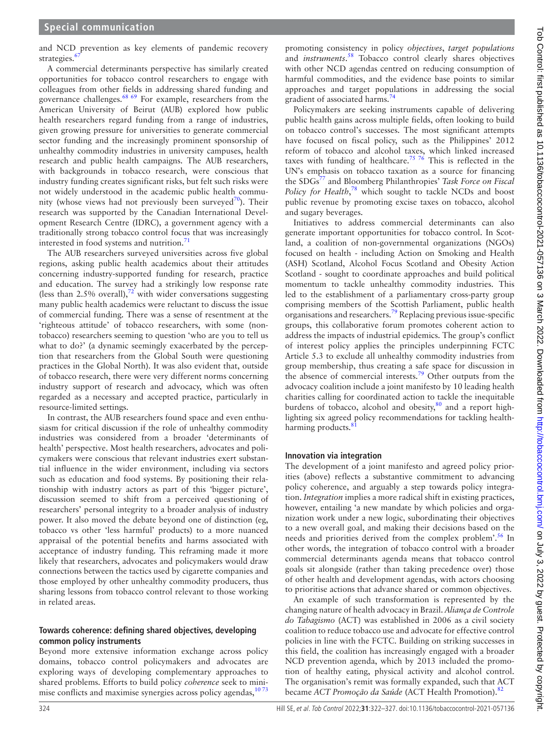and NCD prevention as key elements of pandemic recovery strategies.[67]

A commercial determinants perspective has similarly created opportunities for tobacco control researchers to engage with colleagues from other fields in addressing shared funding and governance challenges.[68 69] For example, researchers from the American University of Beirut (AUB) explored how public health researchers regard funding from a range of industries, given growing pressure for universities to generate commercial sector funding and the increasingly prominent sponsorship of unhealthy commodity industries in university campuses, health research and public health campaigns. The AUB researchers, with backgrounds in tobacco research, were conscious that industry funding creates significant risks, but felt such risks were not widely understood in the academic public health community (whose views had not previously been surveyed[70]). Their research was supported by the Canadian International Development Research Centre (IDRC), a government agency with a traditionally strong tobacco control focus that was increasingly interested in food systems and nutrition.[71]

The AUB researchers surveyed universities across five global regions, asking public health academics about their attitudes concerning industry-supported funding for research, practice and education. The survey had a strikingly low response rate (less than 2.5% overall),[72] with wider conversations suggesting many public health academics were reluctant to discuss the issue of commercial funding. There was a sense of resentment at the 'righteous attitude' of tobacco researchers, with some (non-tobacco) researchers seeming to question 'who are you to tell us what to do?' (a dynamic seemingly exacerbated by the perception that researchers from the Global South were questioning practices in the Global North). It was also evident that, outside of tobacco research, there were very different norms concerning industry support of research and advocacy, which was often regarded as a necessary and accepted practice, particularly in resource-limited settings.

In contrast, the AUB researchers found space and even enthusiasm for critical discussion if the role of unhealthy commodity industries was considered from a broader 'determinants of health' perspective. Most health researchers, advocates and policymakers were conscious that relevant industries exert substantial influence in the wider environment, including via sectors such as education and food systems. By positioning their relationship with industry actors as part of this 'bigger picture', discussion seemed to shift from a perceived questioning of researchers' personal integrity to a broader analysis of industry power. It also moved the debate beyond one of distinction (eg, tobacco vs other 'less harmful' products) to a more nuanced appraisal of the potential benefits and harms associated with acceptance of industry funding. This reframing made it more likely that researchers, advocates and policymakers would draw connections between the tactics used by cigarette companies and those employed by other unhealthy commodity producers, thus sharing lessons from tobacco control relevant to those working in related areas.

## Towards coherence: defining shared objectives, developing common policy instruments

Beyond more extensive information exchange across policy domains, tobacco control policymakers and advocates are exploring ways of developing complementary approaches to shared problems. Efforts to build policy *coherence* seek to minimise conflicts and maximise synergies across policy agendas,[10 73] promoting consistency in policy *objectives*, *target populations* and *instruments*.[58] Tobacco control clearly shares objectives with other NCD agendas centred on reducing consumption of harmful commodities, and the evidence base points to similar approaches and target populations in addressing the social gradient of associated harms.[74]

Policymakers are seeking instruments capable of delivering public health gains across multiple fields, often looking to build on tobacco control's successes. The most significant attempts have focused on fiscal policy, such as the Philippines' 2012 reform of tobacco and alcohol taxes, which linked increased taxes with funding of healthcare.[75 76] This is reflected in the UN's emphasis on tobacco taxation as a source for financing the SDGs[77] and Bloomberg Philanthropies' *Task Force on Fiscal Policy for Health*,[78] which sought to tackle NCDs and boost public revenue by promoting excise taxes on tobacco, alcohol and sugary beverages.

Initiatives to address commercial determinants can also generate important opportunities for tobacco control. In Scotland, a coalition of non-governmental organizations (NGOs) focused on health - including Action on Smoking and Health (ASH) Scotland, Alcohol Focus Scotland and Obesity Action Scotland - sought to coordinate approaches and build political momentum to tackle unhealthy commodity industries. This led to the establishment of a parliamentary cross-party group comprising members of the Scottish Parliament, public health organisations and researchers.[79] Replacing previous issue-specific groups, this collaborative forum promotes coherent action to address the impacts of industrial epidemics. The group's conflict of interest policy applies the principles underpinning FCTC Article 5.3 to exclude all unhealthy commodity industries from group membership, thus creating a safe space for discussion in the absence of commercial interests.[79] Other outputs from the advocacy coalition include a joint manifesto by 10 leading health charities calling for coordinated action to tackle the inequitable burdens of tobacco, alcohol and obesity,[80] and a report highlighting six agreed policy recommendations for tackling health-harming products.[81]

## Innovation via integration

The development of a joint manifesto and agreed policy priorities (above) reflects a substantive commitment to advancing policy coherence, and arguably a step towards policy integration. *Integration* implies a more radical shift in existing practices, however, entailing 'a new mandate by which policies and organization work under a new logic, subordinating their objectives to a new overall goal, and making their decisions based on the needs and priorities derived from the complex problem'.[56] In other words, the integration of tobacco control with a broader commercial determinants agenda means that tobacco control goals sit alongside (rather than taking precedence over) those of other health and development agendas, with actors choosing to prioritise actions that advance shared or common objectives.

An example of such transformation is represented by the changing nature of health advocacy in Brazil. *Aliança de Controle do Tabagismo* (ACT) was established in 2006 as a civil society coalition to reduce tobacco use and advocate for effective control policies in line with the FCTC. Building on striking successes in this field, the coalition has increasingly engaged with a broader NCD prevention agenda, which by 2013 included the promotion of healthy eating, physical activity and alcohol control. The organisation's remit was formally expanded, such that ACT became *ACT Promoção da Saúde* (ACT Health Promotion).[82]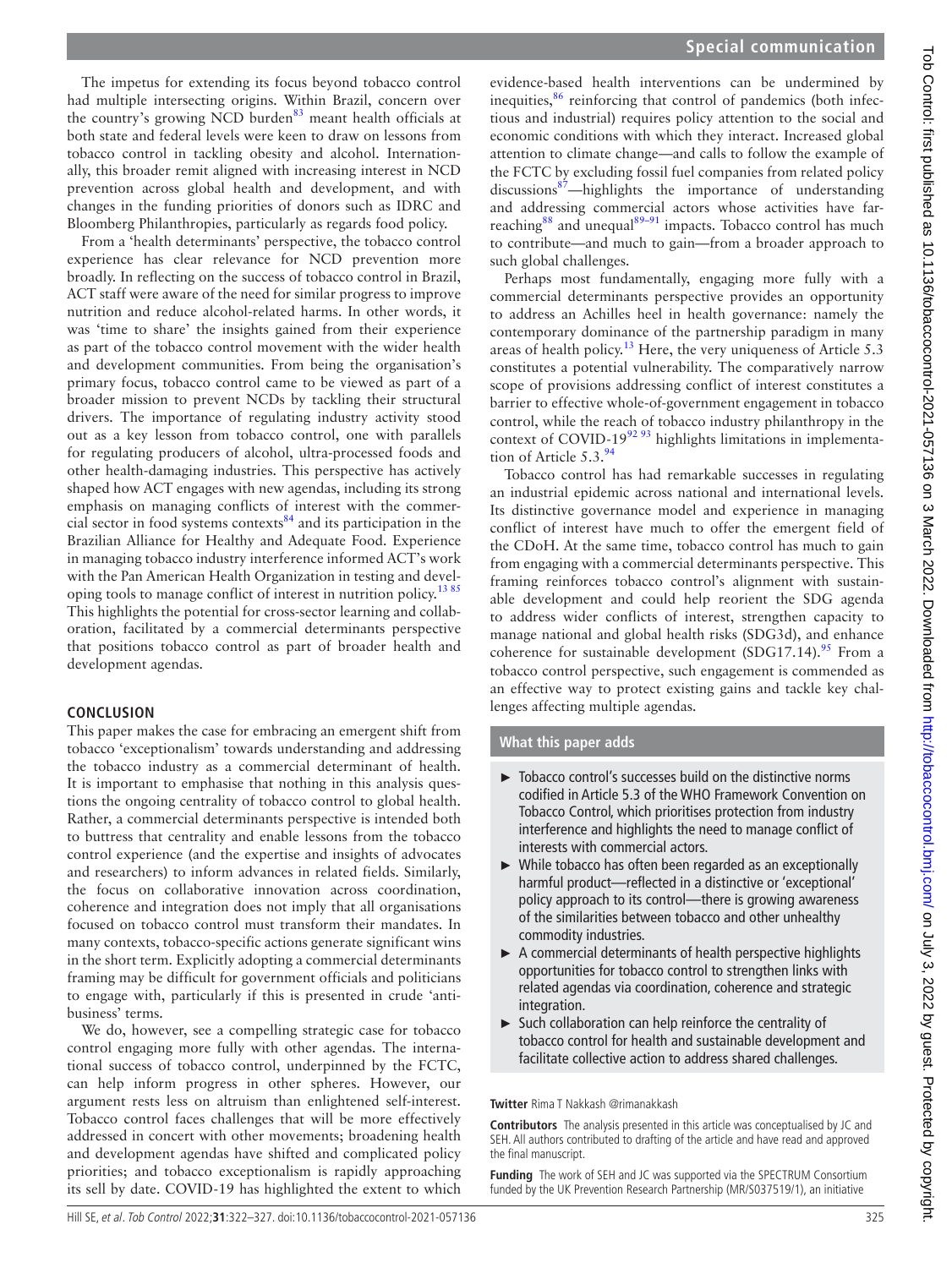The impetus for extending its focus beyond tobacco control had multiple intersecting origins. Within Brazil, concern over the country's growing NCD burden[83] meant health officials at both state and federal levels were keen to draw on lessons from tobacco control in tackling obesity and alcohol. Internationally, this broader remit aligned with increasing interest in NCD prevention across global health and development, and with changes in the funding priorities of donors such as IDRC and Bloomberg Philanthropies, particularly as regards food policy.

From a 'health determinants' perspective, the tobacco control experience has clear relevance for NCD prevention more broadly. In reflecting on the success of tobacco control in Brazil, ACT staff were aware of the need for similar progress to improve nutrition and reduce alcohol-related harms. In other words, it was 'time to share' the insights gained from their experience as part of the tobacco control movement with the wider health and development communities. From being the organisation's primary focus, tobacco control came to be viewed as part of a broader mission to prevent NCDs by tackling their structural drivers. The importance of regulating industry activity stood out as a key lesson from tobacco control, one with parallels for regulating producers of alcohol, ultra-processed foods and other health-damaging industries. This perspective has actively shaped how ACT engages with new agendas, including its strong emphasis on managing conflicts of interest with the commercial sector in food systems contexts[84] and its participation in the Brazilian Alliance for Healthy and Adequate Food. Experience in managing tobacco industry interference informed ACT's work with the Pan American Health Organization in testing and developing tools to manage conflict of interest in nutrition policy.[13 85] This highlights the potential for cross-sector learning and collaboration, facilitated by a commercial determinants perspective that positions tobacco control as part of broader health and development agendas.

## CONCLUSION

This paper makes the case for embracing an emergent shift from tobacco 'exceptionalism' towards understanding and addressing the tobacco industry as a commercial determinant of health. It is important to emphasise that nothing in this analysis questions the ongoing centrality of tobacco control to global health. Rather, a commercial determinants perspective is intended both to buttress that centrality and enable lessons from the tobacco control experience (and the expertise and insights of advocates and researchers) to inform advances in related fields. Similarly, the focus on collaborative innovation across coordination, coherence and integration does not imply that all organisations focused on tobacco control must transform their mandates. In many contexts, tobacco-specific actions generate significant wins in the short term. Explicitly adopting a commercial determinants framing may be difficult for government officials and politicians to engage with, particularly if this is presented in crude 'anti-business' terms.

We do, however, see a compelling strategic case for tobacco control engaging more fully with other agendas. The international success of tobacco control, underpinned by the FCTC, can help inform progress in other spheres. However, our argument rests less on altruism than enlightened self-interest. Tobacco control faces challenges that will be more effectively addressed in concert with other movements; broadening health and development agendas have shifted and complicated policy priorities; and tobacco exceptionalism is rapidly approaching its sell by date. COVID-19 has highlighted the extent to which evidence-based health interventions can be undermined by inequities,[86] reinforcing that control of pandemics (both infectious and industrial) requires policy attention to the social and economic conditions with which they interact. Increased global attention to climate change—and calls to follow the example of the FCTC by excluding fossil fuel companies from related policy discussions[87]—highlights the importance of understanding and addressing commercial actors whose activities have far-reaching[88] and unequal[89–91] impacts. Tobacco control has much to contribute—and much to gain—from a broader approach to such global challenges.

Perhaps most fundamentally, engaging more fully with a commercial determinants perspective provides an opportunity to address an Achilles heel in health governance: namely the contemporary dominance of the partnership paradigm in many areas of health policy.[13] Here, the very uniqueness of Article 5.3 constitutes a potential vulnerability. The comparatively narrow scope of provisions addressing conflict of interest constitutes a barrier to effective whole-of-government engagement in tobacco control, while the reach of tobacco industry philanthropy in the context of COVID-19[92 93] highlights limitations in implementation of Article 5.3.[94]

Tobacco control has had remarkable successes in regulating an industrial epidemic across national and international levels. Its distinctive governance model and experience in managing conflict of interest have much to offer the emergent field of the CDoH. At the same time, tobacco control has much to gain from engaging with a commercial determinants perspective. This framing reinforces tobacco control's alignment with sustainable development and could help reorient the SDG agenda to address wider conflicts of interest, strengthen capacity to manage national and global health risks (SDG3d), and enhance coherence for sustainable development (SDG17.14).[95] From a tobacco control perspective, such engagement is commended as an effective way to protect existing gains and tackle key challenges affecting multiple agendas.

### What this paper adds

- Tobacco control's successes build on the distinctive norms codified in Article 5.3 of the WHO Framework Convention on Tobacco Control, which prioritises protection from industry interference and highlights the need to manage conflict of interests with commercial actors.
- While tobacco has often been regarded as an exceptionally harmful product—reflected in a distinctive or 'exceptional' policy approach to its control—there is growing awareness of the similarities between tobacco and other unhealthy commodity industries.
- A commercial determinants of health perspective highlights opportunities for tobacco control to strengthen links with related agendas via coordination, coherence and strategic integration.
- Such collaboration can help reinforce the centrality of tobacco control for health and sustainable development and facilitate collective action to address shared challenges.

**Twitter** Rima T Nakkash @rimanakkash

**Contributors** The analysis presented in this article was conceptualised by JC and SEH. All authors contributed to drafting of the article and have read and approved the final manuscript.

**Funding** The work of SEH and JC was supported via the SPECTRUM Consortium funded by the UK Prevention Research Partnership (MR/S037519/1), an initiative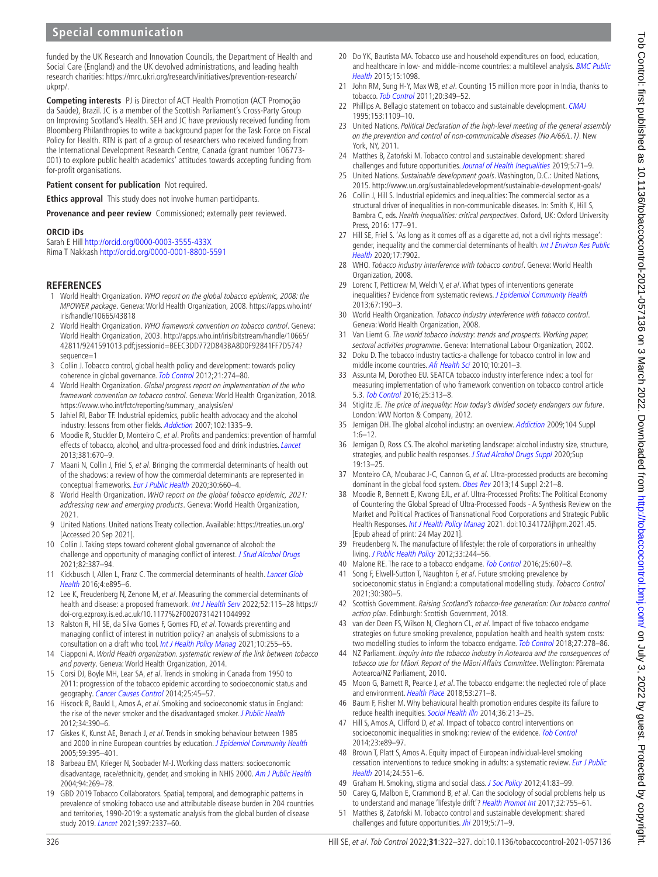funded by the UK Research and Innovation Councils, the Department of Health and Social Care (England) and the UK devolved administrations, and leading health research charities: https://mrc.ukri.org/research/initiatives/prevention-research/ukprp/.

**Competing interests** PJ is Director of ACT Health Promotion (ACT Promoção da Saúde), Brazil. JC is a member of the Scottish Parliament's Cross-Party Group on Improving Scotland's Health. SEH and JC have previously received funding from Bloomberg Philanthropies to write a background paper for the Task Force on Fiscal Policy for Health. RTN is part of a group of researchers who received funding from the International Development Research Centre, Canada (grant number 106773-001) to explore public health academics' attitudes towards accepting funding from for-profit organisations.

**Patient consent for publication** Not required.

**Ethics approval** This study does not involve human participants.

**Provenance and peer review** Commissioned; externally peer reviewed.

**ORCID iDs**
Sarah E Hill http://orcid.org/0000-0003-3555-433X
Rima T Nakkash http://orcid.org/0000-0001-8800-5591

## REFERENCES

1. World Health Organization. *WHO report on the global tobacco epidemic, 2008: the MPOWER package*. Geneva: World Health Organization, 2008. https://apps.who.int/iris/handle/10665/43818
2. World Health Organization. *WHO framework convention on tobacco control*. Geneva: World Health Organization, 2003. http://apps.who.int/iris/bitstream/handle/10665/42811/9241591013.pdf;jsessionid=BEEC3DD772D843BA8D0F92841FF7D574?sequence=1
3. Collin J. Tobacco control, global health policy and development: towards policy coherence in global governance. *Tob Control* 2012;21:274–80.
4. World Health Organization. *Global progress report on implementation of the who framework convention on tobacco control*. Geneva: World Health Organization, 2018. https://www.who.int/fctc/reporting/summary_analysis/en/
5. Jahiel RI, Babor TF. Industrial epidemics, public health advocacy and the alcohol industry: lessons from other fields. *Addiction* 2007;102:1335–9.
6. Moodie R, Stuckler D, Monteiro C, *et al*. Profits and pandemics: prevention of harmful effects of tobacco, alcohol, and ultra-processed food and drink industries. *Lancet* 2013;381:670–9.
7. Maani N, Collin J, Friel S, *et al*. Bringing the commercial determinants of health out of the shadows: a review of how the commercial determinants are represented in conceptual frameworks. *Eur J Public Health* 2020;30:660–4.
8. World Health Organization. *WHO report on the global tobacco epidemic, 2021: addressing new and emerging products*. Geneva: World Health Organization, 2021.
9. United Nations. United nations Treaty collection. Available: https://treaties.un.org/ [Accessed 20 Sep 2021].
10. Collin J. Taking steps toward coherent global governance of alcohol: the challenge and opportunity of managing conflict of interest. *J Stud Alcohol Drugs* 2021;82:387–94.
11. Kickbusch I, Allen L, Franz C. The commercial determinants of health. *Lancet Glob Health* 2016;4:e895–6.
12. Lee K, Freudenberg N, Zenone M, *et al*. Measuring the commercial determinants of health and disease: a proposed framework. *Int J Health Serv* 2022;52:115–28 https://doi-org.ezproxy.is.ed.ac.uk/10.1177%2F00207314211044992
13. Ralston R, Hil SE, da Silva Gomes F, Gomes FD, *et al*. Towards preventing and managing conflict of interest in nutrition policy? an analysis of submissions to a consultation on a draft who tool. *Int J Health Policy Manag* 2021;10:255–65.
14. Ciapponi A. *World Health organization. systematic review of the link between tobacco and poverty*. Geneva: World Health Organization, 2014.
15. Corsi DJ, Boyle MH, Lear SA, *et al*. Trends in smoking in Canada from 1950 to 2011: progression of the tobacco epidemic according to socioeconomic status and geography. *Cancer Causes Control* 2014;25:45–57.
16. Hiscock R, Bauld L, Amos A, *et al*. Smoking and socioeconomic status in England: the rise of the never smoker and the disadvantaged smoker. *J Public Health* 2012;34:390–6.
17. Giskes K, Kunst AE, Benach J, *et al*. Trends in smoking behaviour between 1985 and 2000 in nine European countries by education. *J Epidemiol Community Health* 2005;59:395–401.
18. Barbeau EM, Krieger N, Soobader M-J. Working class matters: socioeconomic disadvantage, race/ethnicity, gender, and smoking in NHIS 2000. *Am J Public Health* 2004;94:269–78.
19. GBD 2019 Tobacco Collaborators. Spatial, temporal, and demographic patterns in prevalence of smoking tobacco use and attributable disease burden in 204 countries and territories, 1990-2019: a systematic analysis from the global burden of disease study 2019. *Lancet* 2021;397:2337–60.
20. Do YK, Bautista MA. Tobacco use and household expenditures on food, education, and healthcare in low- and middle-income countries: a multilevel analysis. *BMC Public Health* 2015;15:1098.
21. John RM, Sung H-Y, Max WB, *et al*. Counting 15 million more poor in India, thanks to tobacco. *Tob Control* 2011;20:349–52.
22. Phillips A. Bellagio statement on tobacco and sustainable development. *CMAJ* 1995;153:1109–10.
23. United Nations. *Political Declaration of the high-level meeting of the general assembly on the prevention and control of non-communicable diseases (No A/66/L.1)*. New York, NY, 2011.
24. Matthes B, Zatoński M. Tobacco control and sustainable development: shared challenges and future opportunities. *Journal of Health Inequalities* 2019;5:71–9.
25. United Nations. *Sustainable development goals*. Washington, D.C.: United Nations, 2015. http://www.un.org/sustainabledevelopment/sustainable-development-goals/
26. Collin J, Hill S. Industrial epidemics and inequalities: The commercial sector as a structural driver of inequalities in non-communicable diseases. In: Smith K, Hill S, Bambra C, eds. *Health inequalities: critical perspectives*. Oxford, UK: Oxford University Press, 2016: 177–91.
27. Hill SE, Friel S. 'As long as it comes off as a cigarette ad, not a civil rights message': gender, inequality and the commercial determinants of health. *Int J Environ Res Public Health* 2020;17:7902.
28. WHO. *Tobacco industry interference with tobacco control*. Geneva: World Health Organization, 2008.
29. Lorenc T, Petticrew M, Welch V, *et al*. What types of interventions generate inequalities? Evidence from systematic reviews. *J Epidemiol Community Health* 2013;67:190–3.
30. World Health Organization. *Tobacco industry interference with tobacco control*. Geneva: World Health Organization, 2008.
31. Van Liemt G. *The world tobacco industry: trends and prospects. Working paper, sectoral activities programme*. Geneva: International Labour Organization, 2002.
32. Doku D. The tobacco industry tactics-a challenge for tobacco control in low and middle income countries. *Afr Health Sci* 2010;10:201–3.
33. Assunta M, Dorotheo EU. SEATCA tobacco industry interference index: a tool for measuring implementation of who framework convention on tobacco control article 5.3. *Tob Control* 2016;25:313–8.
34. Stiglitz JE. *The price of inequality: How today's divided society endangers our future*. London: WW Norton & Company, 2012.
35. Jernigan DH. The global alcohol industry: an overview. *Addiction* 2009;104 Suppl 1:6–12.
36. Jernigan D, Ross CS. The alcohol marketing landscape: alcohol industry size, structure, strategies, and public health responses. *J Stud Alcohol Drugs Suppl* 2020;Sup 19:13–25.
37. Monteiro CA, Moubarac J-C, Cannon G, *et al*. Ultra-processed products are becoming dominant in the global food system. *Obes Rev* 2013;14 Suppl 2:21–8.
38. Moodie R, Bennett E, Kwong EJL, *et al*. Ultra-Processed Profits: The Political Economy of Countering the Global Spread of Ultra-Processed Foods - A Synthesis Review on the Market and Political Practices of Transnational Food Corporations and Strategic Public Health Responses. *Int J Health Policy Manag* 2021. doi:10.34172/ijhpm.2021.45. [Epub ahead of print: 24 May 2021].
39. Freudenberg N. The manufacture of lifestyle: the role of corporations in unhealthy living. *J Public Health Policy* 2012;33:244–56.
40. Malone RE. The race to a tobacco endgame. *Tob Control* 2016;25:607–8.
41. Song F, Elwell-Sutton T, Naughton F, *et al*. Future smoking prevalence by socioeconomic status in England: a computational modelling study. *Tobacco Control* 2021;30:380–5.
42. Scottish Government. *Raising Scotland's tobacco-free generation: Our tobacco control action plan*. Edinburgh: Scottish Government, 2018.
43. van der Deen FS, Wilson N, Cleghorn CL, *et al*. Impact of five tobacco endgame strategies on future smoking prevalence, population health and health system costs: two modelling studies to inform the tobacco endgame. *Tob Control* 2018;27:278–86.
44. NZ Parliament. *Inquiry into the tobacco industry in Aotearoa and the consequences of tobacco use for Māori. Report of the Māori Affairs Committee*. Wellington: Pāremata Aotearoa/NZ Parliament, 2010.
45. Moon G, Barnett R, Pearce J, *et al*. The tobacco endgame: the neglected role of place and environment. *Health Place* 2018;53:271–8.
46. Baum F, Fisher M. Why behavioural health promotion endures despite its failure to reduce health inequities. *Sociol Health Illn* 2014;36:213–25.
47. Hill S, Amos A, Clifford D, *et al*. Impact of tobacco control interventions on socioeconomic inequalities in smoking: review of the evidence. *Tob Control* 2014;23:e89–97.
48. Brown T, Platt S, Amos A. Equity impact of European individual-level smoking cessation interventions to reduce smoking in adults: a systematic review. *Eur J Public Health* 2014;24:551–6.
49. Graham H. Smoking, stigma and social class. *J Soc Policy* 2012;41:83–99.
50. Carey G, Malbon E, Crammond B, *et al*. Can the sociology of social problems help us to understand and manage 'lifestyle drift'? *Health Promot Int* 2017;32:755–61.
51. Matthes B, Zatoński M. Tobacco control and sustainable development: shared challenges and future opportunities. *Jhi* 2019;5:71–9.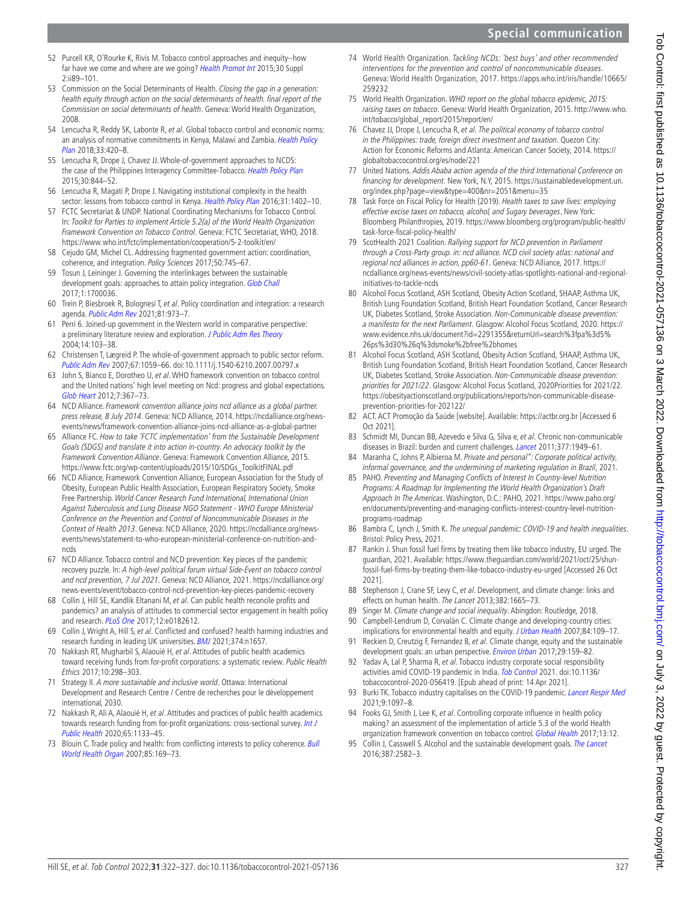52 Purcell KR, O'Rourke K, Rivis M. Tobacco control approaches and inequity--how far have we come and where are we going? *Health Promot Int* 2015;30 Suppl 2:ii89–101.

53 Commission on the Social Determinants of Health. *Closing the gap in a generation: health equity through action on the social determinants of health. final report of the Commission on social determinants of health*. Geneva: World Health Organization, 2008.

54 Lencucha R, Reddy SK, Labonte R, *et al*. Global tobacco control and economic norms: an analysis of normative commitments in Kenya, Malawi and Zambia. *Health Policy Plan* 2018;33:420–8.

55 Lencucha R, Drope J, Chavez JJ. Whole-of-government approaches to NCDS: the case of the Philippines Interagency Committee-Tobacco. *Health Policy Plan* 2015;30:844–52.

56 Lencucha R, Magati P, Drope J. Navigating institutional complexity in the health sector: lessons from tobacco control in Kenya. *Health Policy Plan* 2016;31:1402–10.

57 FCTC Secretariat & UNDP. National Coordinating Mechanisms for Tobacco Control. In: *Toolkit for Parties to implement Article 5.2(a) of the World Health Organization Framework Convention on Tobacco Control*. Geneva: FCTC Secretariat, WHO, 2018. https://www.who.int/fctc/implementation/cooperation/5-2-toolkit/en/

58 Cejudo GM, Michel CL. Addressing fragmented government action: coordination, coherence, and integration. *Policy Sciences* 2017;50:745–67.

59 Tosun J, Leininger J. Governing the interlinkages between the sustainable development goals: approaches to attain policy integration. *Glob Chall* 2017;1:1700036.

60 Trein P, Biesbroek R, Bolognesi T, *et al*. Policy coordination and integration: a research agenda. *Public Adm Rev* 2021;81:973–7.

61 Perri 6. Joined-up government in the Western world in comparative perspective: a preliminary literature review and exploration. *J Public Adm Res Theory* 2004;14:103–38.

62 Christensen T, Lægreid P. The whole-of-government approach to public sector reform. *Public Adm Rev* 2007;67:1059–66. doi:10.1111/j.1540-6210.2007.00797.x

63 John S, Bianco E, Dorotheo U, *et al*. WHO framework convention on tobacco control and the United nations' high level meeting on Ncd: progress and global expectations. *Glob Heart* 2012;7:367–73.

64 NCD Alliance. *Framework convention alliance joins ncd alliance as a global partner. press release, 8 July 2014*. Geneva: NCD Alliance, 2014. https://ncdalliance.org/news-events/news/framework-convention-alliance-joins-ncd-alliance-as-a-global-partner

65 Alliance FC. *How to take 'FCTC implementation' from the Sustainable Development Goals (SDGS) and translate it into action in-country. An advocacy toolkit by the Framework Convention Alliance*. Geneva: Framework Convention Alliance, 2015. https://www.fctc.org/wp-content/uploads/2015/10/SDGs_ToolkitFINAL.pdf

66 NCD Alliance, Framework Convention Alliance, European Association for the Study of Obesity, European Public Health Association, European Respiratory Society, Smoke Free Partnership. *World Cancer Research Fund International, International Union Against Tuberculosis and Lung Disease NGO Statement - WHO Europe Ministerial Conference on the Prevention and Control of Noncommunicable Diseases in the Context of Health 2013*. Geneva: NCD Alliance, 2020. https://ncdalliance.org/news-events/news/statement-to-who-european-ministerial-conference-on-nutrition-and-ncds

67 NCD Alliance. Tobacco control and NCD prevention: Key pieces of the pandemic recovery puzzle. In: *A high-level political forum virtual Side-Event on tobacco control and ncd prevention, 7 Jul 2021*. Geneva: NCD Alliance, 2021. https://ncdalliance.org/news-events/event/tobacco-control-ncd-prevention-key-pieces-pandemic-recovery

68 Collin J, Hill SE, Kandlik Eltanani M, *et al*. Can public health reconcile profits and pandemics? an analysis of attitudes to commercial sector engagement in health policy and research. *PLoS One* 2017;12:e0182612.

69 Collin J, Wright A, Hill S, *et al*. Conflicted and confused? health harming industries and research funding in leading UK universities. *BMJ* 2021;374:n1657.

70 Nakkash RT, Mugharbil S, Alaouié H, *et al*. Attitudes of public health academics toward receiving funds from for-profit corporations: a systematic review. *Public Health Ethics* 2017;10:298–303.

71 Strategy II. *A more sustainable and inclusive world*. Ottawa: International Development and Research Centre / Centre de recherches pour le développement international, 2030.

72 Nakkash R, Ali A, Alaouié H, *et al*. Attitudes and practices of public health academics towards research funding from for-profit organizations: cross-sectional survey. *Int J Public Health* 2020;65:1133–45.

73 Blouin C. Trade policy and health: from conflicting interests to policy coherence. *Bull World Health Organ* 2007;85:169–73.

74 World Health Organization. *Tackling NCDs: 'best buys' and other recommended interventions for the prevention and control of noncommunicable diseases*. Geneva: World Health Organization, 2017. https://apps.who.int/iris/handle/10665/259232

75 World Health Organization. *WHO report on the global tobacco epidemic, 2015: raising taxes on tobacco*. Geneva: World Health Organization, 2015. http://www.who.int/tobacco/global_report/2015/report/en/

76 Chavez JJ, Drope J, Lencucha R, *et al*. *The political economy of tobacco control in the Philippines: trade, foreign direct investment and taxation*. Quezon City: Action for Economic Reforms and Atlanta: American Cancer Society, 2014. https://globaltobaccocontrol.org/es/node/221

77 United Nations. *Addis Ababa action agenda of the third International Conference on financing for development*. New York, N.Y, 2015. https://sustainabledevelopment.un.org/index.php?page=view&type=400&nr=2051&menu=35

78 Task Force on Fiscal Policy for Health (2019). *Health taxes to save lives: employing effective excise taxes on tobacco, alcohol, and Sugary beverages*. New York: Bloomberg Philanthropies, 2019. https://www.bloomberg.org/program/public-health/task-force-fiscal-policy-health/

79 ScotHealth 2021 Coalition. *Rallying support for NCD prevention in Parliament through a Cross-Party group. in: ncd alliance. NCD civil society atlas: national and regional ncd alliances in action, pp60-61*. Geneva: NCD Alliance, 2017. https://ncdalliance.org/news-events/news/civil-society-atlas-spotlights-national-and-regional-initiatives-to-tackle-ncds

80 Alcohol Focus Scotland, ASH Scotland, Obesity Action Scotland, SHAAP, Asthma UK, British Lung Foundation Scotland, British Heart Foundation Scotland, Cancer Research UK, Diabetes Scotland, Stroke Association. *Non-Communicable disease prevention: a manifesto for the next Parliament*. Glasgow: Alcohol Focus Scotland, 2020. https://www.evidence.nhs.uk/document?id=2291355&returnUrl=search%3fpa%3d5%26ps%3d30%26q%3dsmoke%2bfree%2bhomes

81 Alcohol Focus Scotland, ASH Scotland, Obesity Action Scotland, SHAAP, Asthma UK, British Lung Foundation Scotland, British Heart Foundation Scotland, Cancer Research UK, Diabetes Scotland, Stroke Association. *Non-Communicable disease prevention: priorities for 2021/22*. Glasgow: Alcohol Focus Scotland, 2020Priorities for 2021/22. https://obesityactionscotland.org/publications/reports/non-communicable-disease-prevention-priorities-for-202122/

82 ACT. ACT Promoção da Saúde [website]. Available: https://actbr.org.br [Accessed 6 Oct 2021].

83 Schmidt MI, Duncan BB, Azevedo e Silva G, Silva e, *et al*. Chronic non-communicable diseases in Brazil: burden and current challenges. *Lancet* 2011;377:1949–61.

84 Maranha C, Johns P, Albieroa M. *Private and personal": Corporate political activity, informal governance, and the undermining of marketing regulation in Brazil*, 2021.

85 PAHO. *Preventing and Managing Conflicts of Interest In Country-level Nutrition Programs: A Roadmap for Implementing the World Health Organization's Draft Approach In The Americas*. Washington, D.C.: PAHO, 2021. https://www.paho.org/en/documents/preventing-and-managing-conflicts-interest-country-level-nutrition-programs-roadmap

86 Bambra C, Lynch J, Smith K. *The unequal pandemic: COVID-19 and health inequalities*. Bristol: Policy Press, 2021.

87 Rankin J. Shun fossil fuel firms by treating them like tobacco industry, EU urged. The guardian, 2021. Available: https://www.theguardian.com/world/2021/oct/25/shun-fossil-fuel-firms-by-treating-them-like-tobacco-industry-eu-urged [Accessed 26 Oct 2021].

88 Stephenson J, Crane SF, Levy C, *et al*. Development, and climate change: links and effects on human health. *The Lancet* 2013;382:1665–73.

89 Singer M. *Climate change and social inequality*. Abingdon: Routledge, 2018.

90 Campbell-Lendrum D, Corvalán C. Climate change and developing-country cities: implications for environmental health and equity. *J Urban Health* 2007;84:109–17.

91 Reckien D, Creutzig F, Fernandez B, *et al*. Climate change, equity and the sustainable development goals: an urban perspective. *Environ Urban* 2017;29:159–82.

92 Yadav A, Lal P, Sharma R, *et al*. Tobacco industry corporate social responsibility activities amid COVID-19 pandemic in India. *Tob Control* 2021. doi:10.1136/tobaccocontrol-2020-056419. [Epub ahead of print: 14 Apr 2021].

93 Burki TK. Tobacco industry capitalises on the COVID-19 pandemic. *Lancet Respir Med* 2021;9:1097–8.

94 Fooks GJ, Smith J, Lee K, *et al*. Controlling corporate influence in health policy making? an assessment of the implementation of article 5.3 of the world Health organization framework convention on tobacco control. *Global Health* 2017;13:12.

95 Collin J, Casswell S. Alcohol and the sustainable development goals. *The Lancet* 2016;387:2582–3.